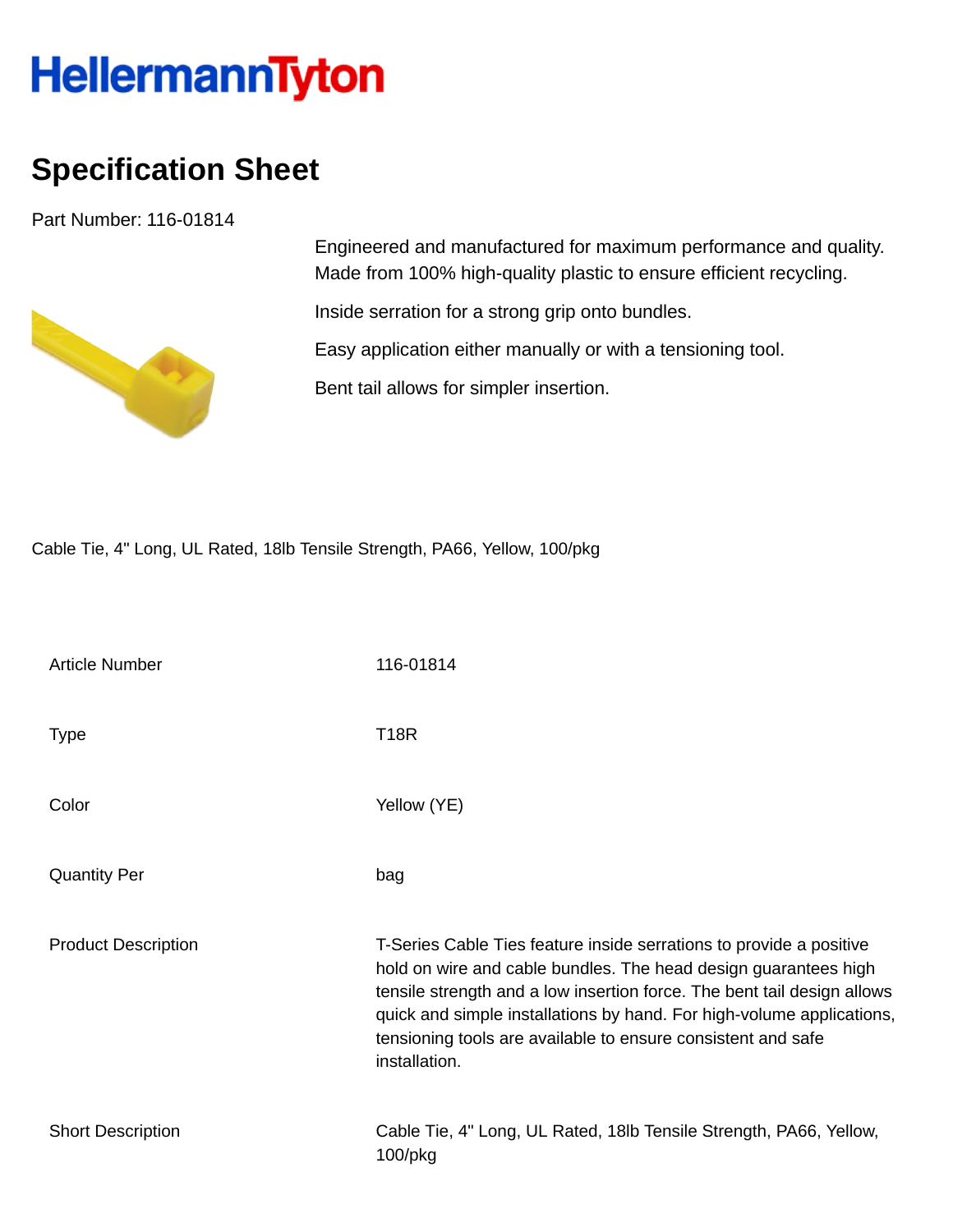HellermannTyton

# Specification Sheet

Part Number: 116-01814

Engineered and manufactured for maximum performance and quality. Made from 100% high-quality plastic to ensure efficient recycling.

Inside serration for a strong grip onto bundles.

Easy application either manually or with a tensioning tool.

Bent tail allows for simpler insertion.

Cable Tie, 4" Long, UL Rated, 18lb Tensile Strength, PA66, Yellow, 100/pkg

| | |
|---|---|
| Article Number | 116-01814 |
| Type | T18R |
| Color | Yellow (YE) |
| Quantity Per | bag |
| Product Description | T-Series Cable Ties feature inside serrations to provide a positive hold on wire and cable bundles. The head design guarantees high tensile strength and a low insertion force. The bent tail design allows quick and simple installations by hand. For high-volume applications, tensioning tools are available to ensure consistent and safe installation. |
| Short Description | Cable Tie, 4" Long, UL Rated, 18lb Tensile Strength, PA66, Yellow, 100/pkg |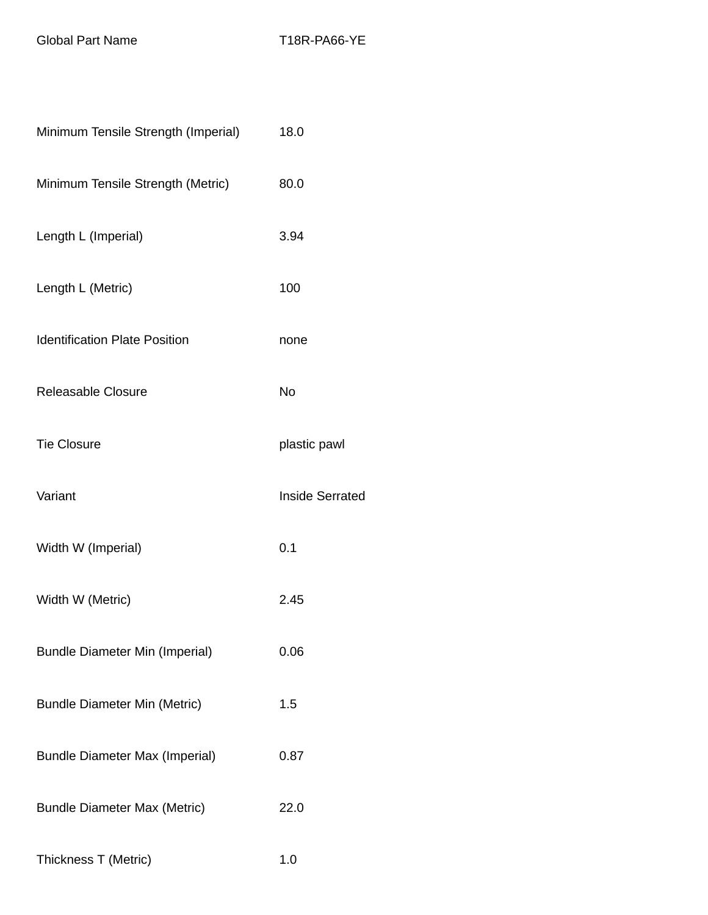| Global Part Name | T18R-PA66-YE |
| --- | --- |
| Minimum Tensile Strength (Imperial) | 18.0 |
| Minimum Tensile Strength (Metric) | 80.0 |
| Length L (Imperial) | 3.94 |
| Length L (Metric) | 100 |
| Identification Plate Position | none |
| Releasable Closure | No |
| Tie Closure | plastic pawl |
| Variant | Inside Serrated |
| Width W (Imperial) | 0.1 |
| Width W (Metric) | 2.45 |
| Bundle Diameter Min (Imperial) | 0.06 |
| Bundle Diameter Min (Metric) | 1.5 |
| Bundle Diameter Max (Imperial) | 0.87 |
| Bundle Diameter Max (Metric) | 22.0 |
| Thickness T (Metric) | 1.0 |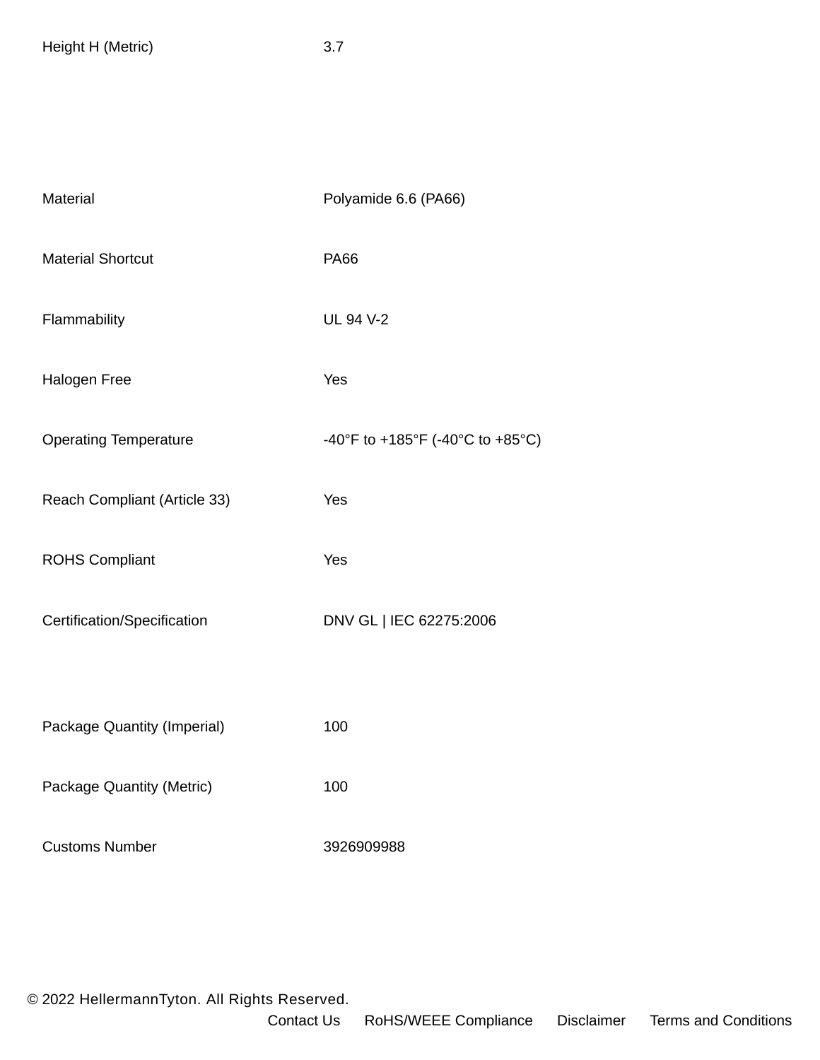| | |
|---|---|
| Height H (Metric) | 3.7 |
| Material | Polyamide 6.6 (PA66) |
| Material Shortcut | PA66 |
| Flammability | UL 94 V-2 |
| Halogen Free | Yes |
| Operating Temperature | -40°F to +185°F (-40°C to +85°C) |
| Reach Compliant (Article 33) | Yes |
| ROHS Compliant | Yes |
| Certification/Specification | DNV GL \| IEC 62275:2006 |
| Package Quantity (Imperial) | 100 |
| Package Quantity (Metric) | 100 |
| Customs Number | 3926909988 |